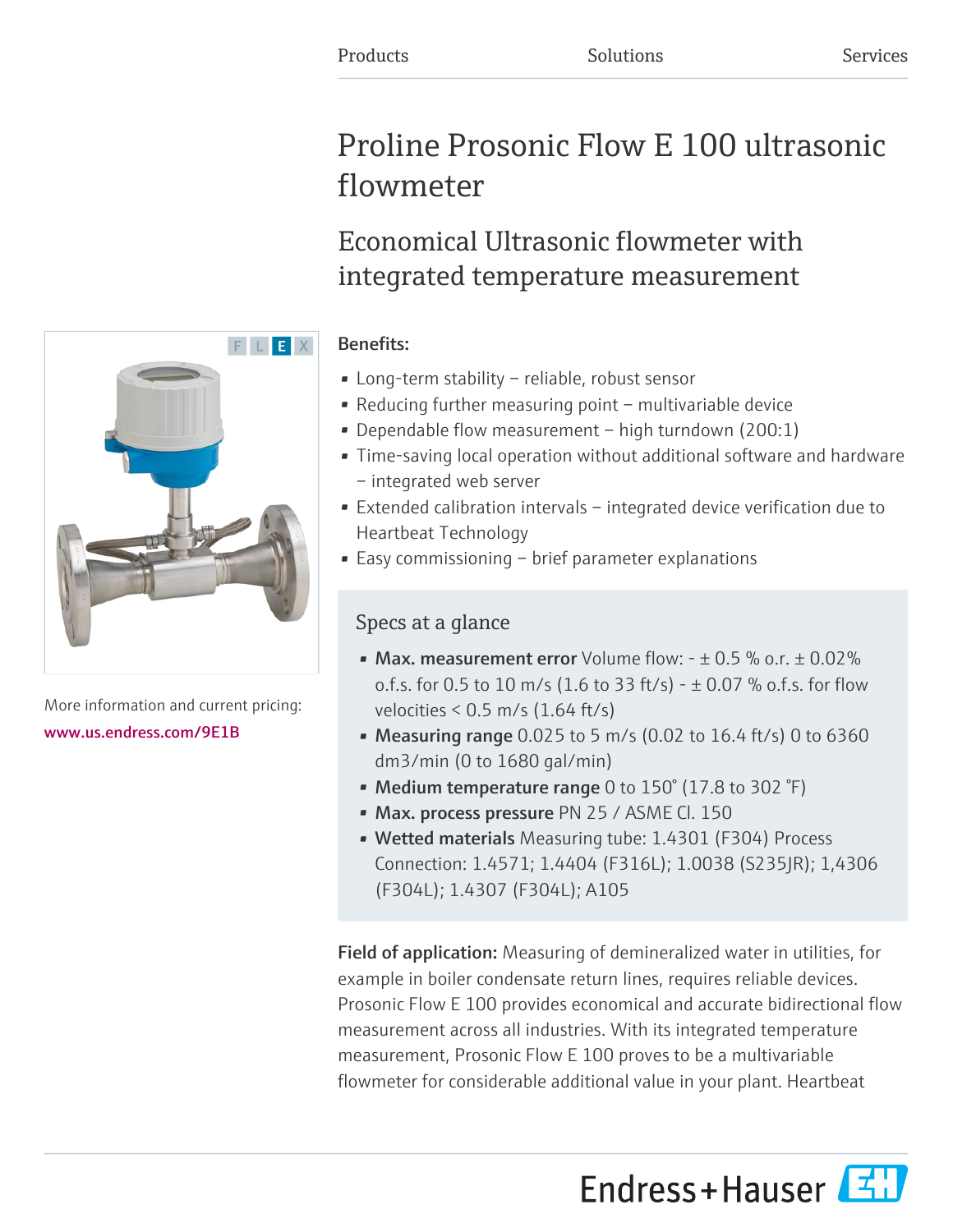Products Solutions Services

# Proline Prosonic Flow E 100 ultrasonic flowmeter

## Economical Ultrasonic flowmeter with integrated temperature measurement

More information and current pricing:
www.us.endress.com/9E1B

**Benefits:**

- Long-term stability – reliable, robust sensor
- Reducing further measuring point – multivariable device
- Dependable flow measurement – high turndown (200:1)
- Time-saving local operation without additional software and hardware – integrated web server
- Extended calibration intervals – integrated device verification due to Heartbeat Technology
- Easy commissioning – brief parameter explanations

### Specs at a glance

- **Max. measurement error** Volume flow: - ± 0.5 % o.r. ± 0.02% o.f.s. for 0.5 to 10 m/s (1.6 to 33 ft/s) - ± 0.07 % o.f.s. for flow velocities < 0.5 m/s (1.64 ft/s)
- **Measuring range** 0.025 to 5 m/s (0.02 to 16.4 ft/s) 0 to 6360 dm3/min (0 to 1680 gal/min)
- **Medium temperature range** 0 to 150° (17.8 to 302 °F)
- **Max. process pressure** PN 25 / ASME Cl. 150
- **Wetted materials** Measuring tube: 1.4301 (F304) Process Connection: 1.4571; 1.4404 (F316L); 1.0038 (S235JR); 1,4306 (F304L); 1.4307 (F304L); A105

**Field of application:** Measuring of demineralized water in utilities, for example in boiler condensate return lines, requires reliable devices. Prosonic Flow E 100 provides economical and accurate bidirectional flow measurement across all industries. With its integrated temperature measurement, Prosonic Flow E 100 proves to be a multivariable flowmeter for considerable additional value in your plant. Heartbeat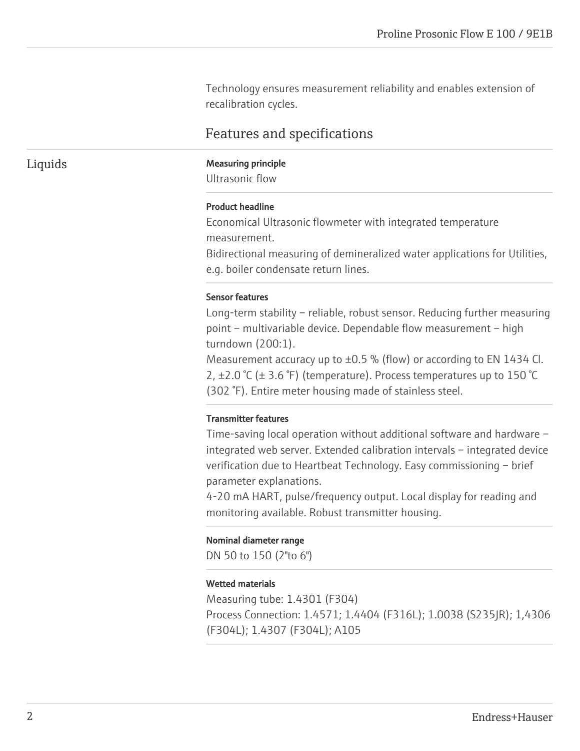Technology ensures measurement reliability and enables extension of recalibration cycles.

## Features and specifications

### Liquids

**Measuring principle**

Ultrasonic flow

**Product headline**

Economical Ultrasonic flowmeter with integrated temperature measurement.
Bidirectional measuring of demineralized water applications for Utilities, e.g. boiler condensate return lines.

**Sensor features**

Long-term stability – reliable, robust sensor. Reducing further measuring point – multivariable device. Dependable flow measurement – high turndown (200:1).
Measurement accuracy up to ±0.5 % (flow) or according to EN 1434 Cl. 2, ±2.0 °C (± 3.6 °F) (temperature). Process temperatures up to 150 °C (302 °F). Entire meter housing made of stainless steel.

**Transmitter features**

Time-saving local operation without additional software and hardware – integrated web server. Extended calibration intervals – integrated device verification due to Heartbeat Technology. Easy commissioning – brief parameter explanations.
4-20 mA HART, pulse/frequency output. Local display for reading and monitoring available. Robust transmitter housing.

**Nominal diameter range**

DN 50 to 150 (2"to 6")

**Wetted materials**

Measuring tube: 1.4301 (F304)
Process Connection: 1.4571; 1.4404 (F316L); 1.0038 (S235JR); 1,4306 (F304L); 1.4307 (F304L); A105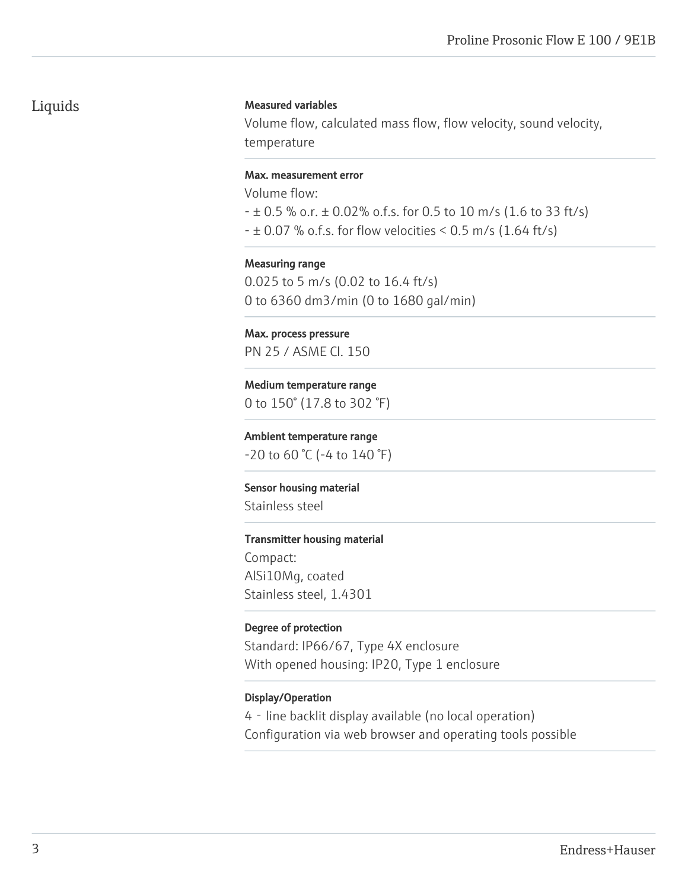# Liquids

**Measured variables**

Volume flow, calculated mass flow, flow velocity, sound velocity, temperature

**Max. measurement error**

Volume flow:
- ± 0.5 % o.r. ± 0.02% o.f.s. for 0.5 to 10 m/s (1.6 to 33 ft/s)
- ± 0.07 % o.f.s. for flow velocities < 0.5 m/s (1.64 ft/s)

**Measuring range**

0.025 to 5 m/s (0.02 to 16.4 ft/s)
0 to 6360 dm3/min (0 to 1680 gal/min)

**Max. process pressure**

PN 25 / ASME Cl. 150

**Medium temperature range**

0 to 150° (17.8 to 302 °F)

**Ambient temperature range**

-20 to 60 °C (-4 to 140 °F)

**Sensor housing material**

Stainless steel

**Transmitter housing material**

Compact:
AlSi10Mg, coated
Stainless steel, 1.4301

**Degree of protection**

Standard: IP66/67, Type 4X enclosure
With opened housing: IP20, Type 1 enclosure

**Display/Operation**

4‐line backlit display available (no local operation)
Configuration via web browser and operating tools possible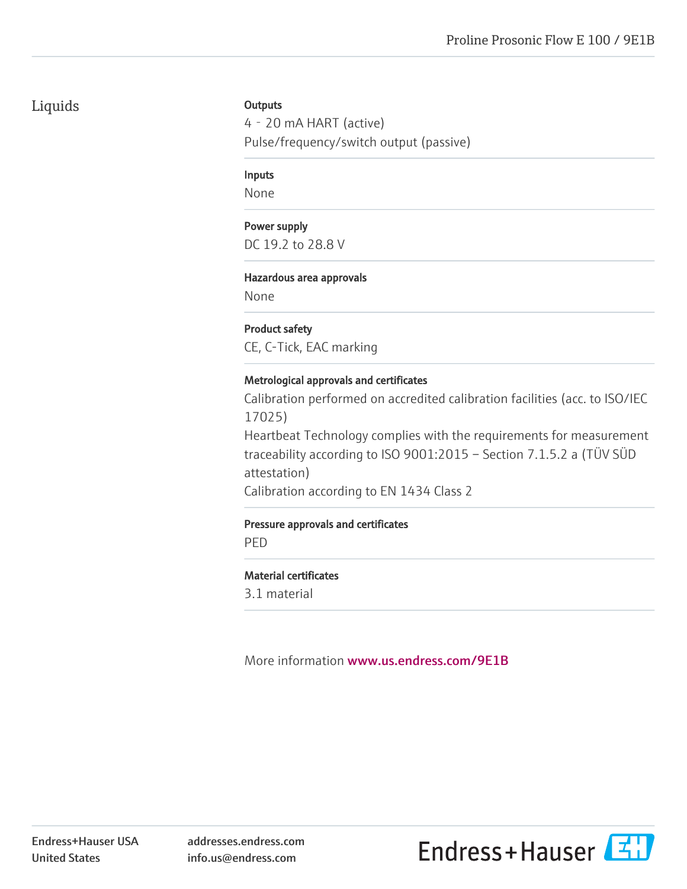## Liquids

**Outputs**

4 - 20 mA HART (active)
Pulse/frequency/switch output (passive)

**Inputs**

None

**Power supply**

DC 19.2 to 28.8 V

**Hazardous area approvals**

None

**Product safety**

CE, C-Tick, EAC marking

**Metrological approvals and certificates**

Calibration performed on accredited calibration facilities (acc. to ISO/IEC 17025)
Heartbeat Technology complies with the requirements for measurement traceability according to ISO 9001:2015 – Section 7.1.5.2 a (TÜV SÜD attestation)
Calibration according to EN 1434 Class 2

**Pressure approvals and certificates**

PED

**Material certificates**

3.1 material

More information **www.us.endress.com/9E1B**

Endress+Hauser USA
United States

addresses.endress.com
info.us@endress.com